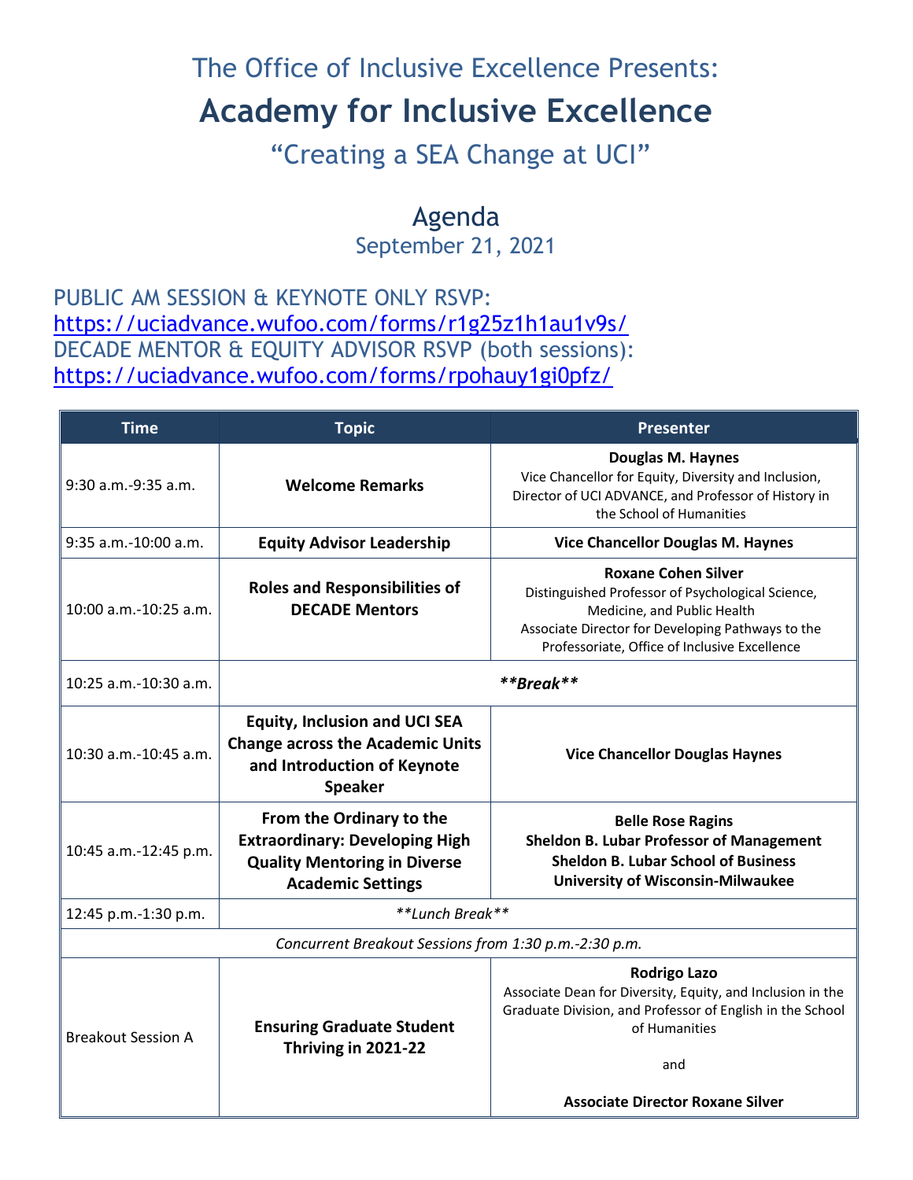## The Office of Inclusive Excellence Presents:

# Academy for Inclusive Excellence

## "Creating a SEA Change at UCI"

## Agenda

September 21, 2021

PUBLIC AM SESSION & KEYNOTE ONLY RSVP:
https://uciadvance.wufoo.com/forms/r1g25z1h1au1v9s/
DECADE MENTOR & EQUITY ADVISOR RSVP (both sessions):
https://uciadvance.wufoo.com/forms/rpohauy1gi0pfz/

| Time | Topic | Presenter |
|---|---|---|
| 9:30 a.m.-9:35 a.m. | **Welcome Remarks** | **Douglas M. Haynes**<br>Vice Chancellor for Equity, Diversity and Inclusion, Director of UCI ADVANCE, and Professor of History in the School of Humanities |
| 9:35 a.m.-10:00 a.m. | **Equity Advisor Leadership** | **Vice Chancellor Douglas M. Haynes** |
| 10:00 a.m.-10:25 a.m. | **Roles and Responsibilities of DECADE Mentors** | **Roxane Cohen Silver**<br>Distinguished Professor of Psychological Science, Medicine, and Public Health<br>Associate Director for Developing Pathways to the Professoriate, Office of Inclusive Excellence |
| 10:25 a.m.-10:30 a.m. | ***\*\*Break\*\**** | |
| 10:30 a.m.-10:45 a.m. | **Equity, Inclusion and UCI SEA Change across the Academic Units and Introduction of Keynote Speaker** | **Vice Chancellor Douglas Haynes** |
| 10:45 a.m.-12:45 p.m. | **From the Ordinary to the Extraordinary: Developing High Quality Mentoring in Diverse Academic Settings** | **Belle Rose Ragins**<br>**Sheldon B. Lubar Professor of Management**<br>**Sheldon B. Lubar School of Business**<br>**University of Wisconsin-Milwaukee** |
| 12:45 p.m.-1:30 p.m. | *\*\*Lunch Break\*\** | |
| *Concurrent Breakout Sessions from 1:30 p.m.-2:30 p.m.* | | |
| Breakout Session A | **Ensuring Graduate Student Thriving in 2021-22** | **Rodrigo Lazo**<br>Associate Dean for Diversity, Equity, and Inclusion in the Graduate Division, and Professor of English in the School of Humanities<br><br>and<br><br>**Associate Director Roxane Silver** |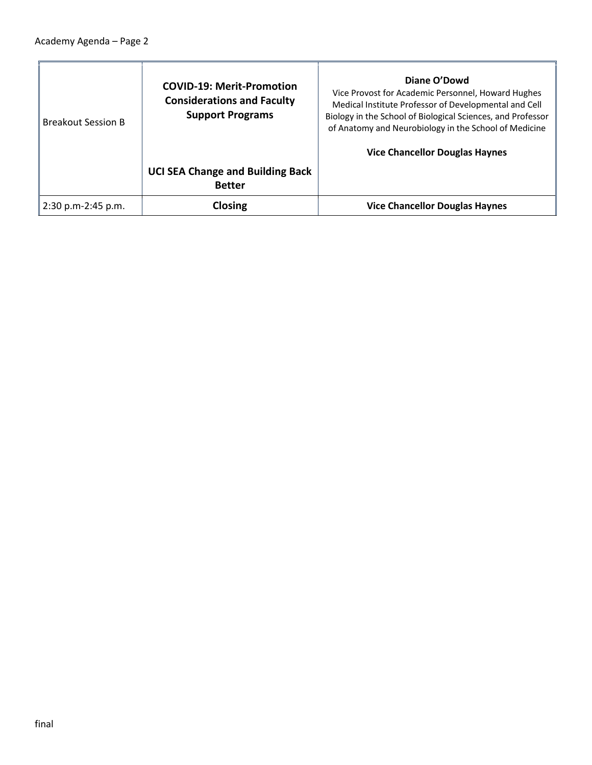| | | |
|---|---|---|
| Breakout Session B | **COVID-19: Merit-Promotion Considerations and Faculty Support Programs**<br><br>**UCI SEA Change and Building Back Better** | **Diane O'Dowd**<br>Vice Provost for Academic Personnel, Howard Hughes Medical Institute Professor of Developmental and Cell Biology in the School of Biological Sciences, and Professor of Anatomy and Neurobiology in the School of Medicine<br><br>**Vice Chancellor Douglas Haynes** |
| 2:30 p.m-2:45 p.m. | **Closing** | **Vice Chancellor Douglas Haynes** |

final